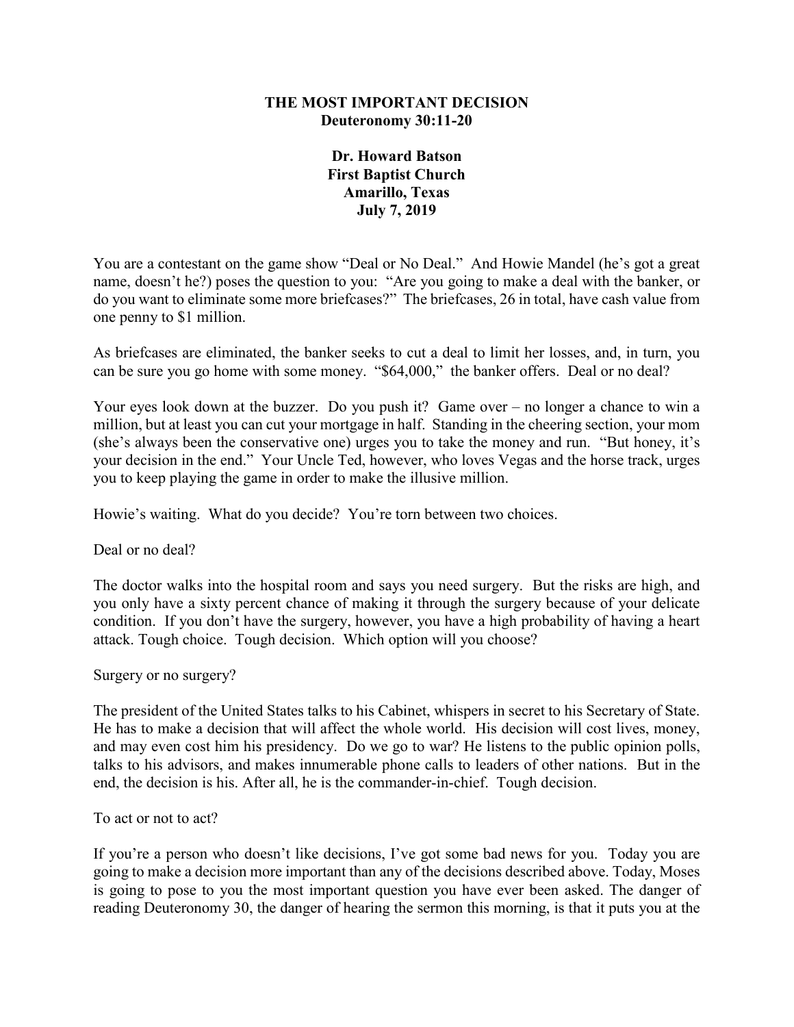# THE MOST IMPORTANT DECISION
## Deuteronomy 30:11-20

**Dr. Howard Batson**
**First Baptist Church**
**Amarillo, Texas**
**July 7, 2019**

You are a contestant on the game show "Deal or No Deal." And Howie Mandel (he's got a great name, doesn't he?) poses the question to you: "Are you going to make a deal with the banker, or do you want to eliminate some more briefcases?" The briefcases, 26 in total, have cash value from one penny to $1 million.

As briefcases are eliminated, the banker seeks to cut a deal to limit her losses, and, in turn, you can be sure you go home with some money. "$64,000," the banker offers. Deal or no deal?

Your eyes look down at the buzzer. Do you push it? Game over – no longer a chance to win a million, but at least you can cut your mortgage in half. Standing in the cheering section, your mom (she's always been the conservative one) urges you to take the money and run. "But honey, it's your decision in the end." Your Uncle Ted, however, who loves Vegas and the horse track, urges you to keep playing the game in order to make the illusive million.

Howie's waiting. What do you decide? You're torn between two choices.

Deal or no deal?

The doctor walks into the hospital room and says you need surgery. But the risks are high, and you only have a sixty percent chance of making it through the surgery because of your delicate condition. If you don't have the surgery, however, you have a high probability of having a heart attack. Tough choice. Tough decision. Which option will you choose?

Surgery or no surgery?

The president of the United States talks to his Cabinet, whispers in secret to his Secretary of State. He has to make a decision that will affect the whole world. His decision will cost lives, money, and may even cost him his presidency. Do we go to war? He listens to the public opinion polls, talks to his advisors, and makes innumerable phone calls to leaders of other nations. But in the end, the decision is his. After all, he is the commander-in-chief. Tough decision.

To act or not to act?

If you're a person who doesn't like decisions, I've got some bad news for you. Today you are going to make a decision more important than any of the decisions described above. Today, Moses is going to pose to you the most important question you have ever been asked. The danger of reading Deuteronomy 30, the danger of hearing the sermon this morning, is that it puts you at the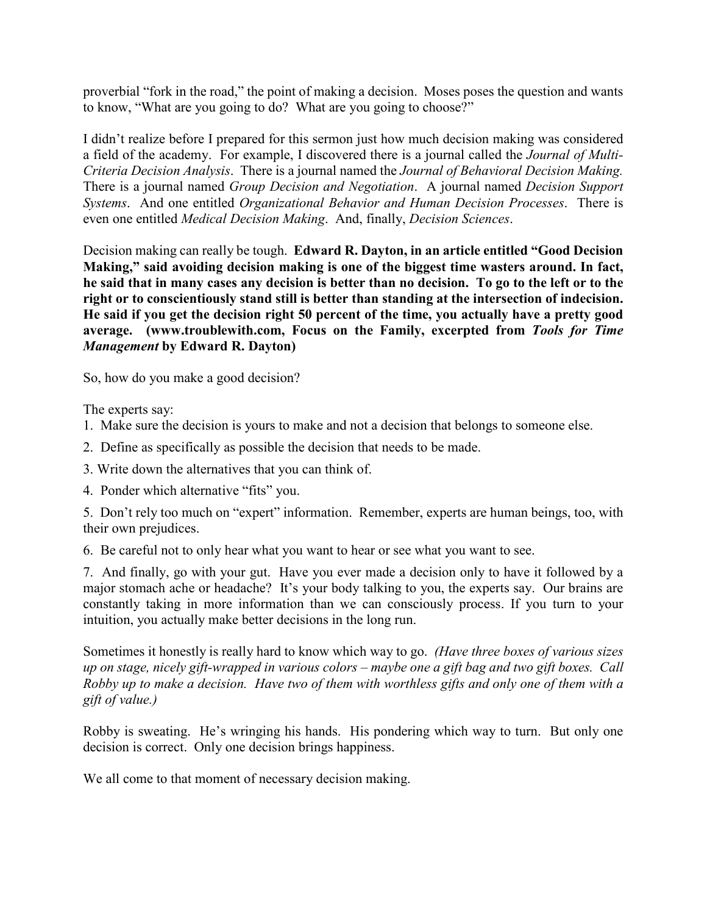proverbial "fork in the road," the point of making a decision. Moses poses the question and wants to know, "What are you going to do? What are you going to choose?"

I didn't realize before I prepared for this sermon just how much decision making was considered a field of the academy. For example, I discovered there is a journal called the *Journal of Multi-Criteria Decision Analysis*. There is a journal named the *Journal of Behavioral Decision Making.* There is a journal named *Group Decision and Negotiation*. A journal named *Decision Support Systems*. And one entitled *Organizational Behavior and Human Decision Processes*. There is even one entitled *Medical Decision Making*. And, finally, *Decision Sciences*.

Decision making can really be tough. **Edward R. Dayton, in an article entitled "Good Decision Making," said avoiding decision making is one of the biggest time wasters around. In fact, he said that in many cases any decision is better than no decision. To go to the left or to the right or to conscientiously stand still is better than standing at the intersection of indecision. He said if you get the decision right 50 percent of the time, you actually have a pretty good average. (www.troublewith.com, Focus on the Family, excerpted from *Tools for Time Management* by Edward R. Dayton)**

So, how do you make a good decision?

The experts say:

1. Make sure the decision is yours to make and not a decision that belongs to someone else.
2. Define as specifically as possible the decision that needs to be made.
3. Write down the alternatives that you can think of.
4. Ponder which alternative "fits" you.
5. Don't rely too much on "expert" information. Remember, experts are human beings, too, with their own prejudices.
6. Be careful not to only hear what you want to hear or see what you want to see.
7. And finally, go with your gut. Have you ever made a decision only to have it followed by a major stomach ache or headache? It's your body talking to you, the experts say. Our brains are constantly taking in more information than we can consciously process. If you turn to your intuition, you actually make better decisions in the long run.

Sometimes it honestly is really hard to know which way to go. *(Have three boxes of various sizes up on stage, nicely gift-wrapped in various colors – maybe one a gift bag and two gift boxes. Call Robby up to make a decision. Have two of them with worthless gifts and only one of them with a gift of value.)*

Robby is sweating. He's wringing his hands. His pondering which way to turn. But only one decision is correct. Only one decision brings happiness.

We all come to that moment of necessary decision making.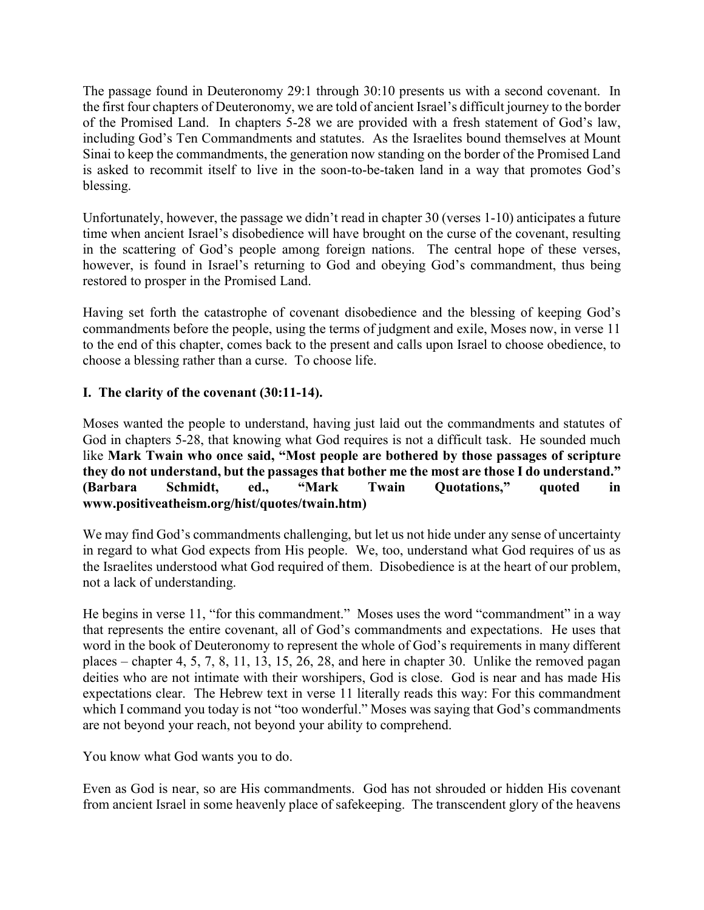The passage found in Deuteronomy 29:1 through 30:10 presents us with a second covenant. In the first four chapters of Deuteronomy, we are told of ancient Israel's difficult journey to the border of the Promised Land. In chapters 5-28 we are provided with a fresh statement of God's law, including God's Ten Commandments and statutes. As the Israelites bound themselves at Mount Sinai to keep the commandments, the generation now standing on the border of the Promised Land is asked to recommit itself to live in the soon-to-be-taken land in a way that promotes God's blessing.

Unfortunately, however, the passage we didn't read in chapter 30 (verses 1-10) anticipates a future time when ancient Israel's disobedience will have brought on the curse of the covenant, resulting in the scattering of God's people among foreign nations. The central hope of these verses, however, is found in Israel's returning to God and obeying God's commandment, thus being restored to prosper in the Promised Land.

Having set forth the catastrophe of covenant disobedience and the blessing of keeping God's commandments before the people, using the terms of judgment and exile, Moses now, in verse 11 to the end of this chapter, comes back to the present and calls upon Israel to choose obedience, to choose a blessing rather than a curse. To choose life.

**I. The clarity of the covenant (30:11-14).**

Moses wanted the people to understand, having just laid out the commandments and statutes of God in chapters 5-28, that knowing what God requires is not a difficult task. He sounded much like **Mark Twain who once said, "Most people are bothered by those passages of scripture they do not understand, but the passages that bother me the most are those I do understand." (Barbara Schmidt, ed., "Mark Twain Quotations," quoted in www.positiveatheism.org/hist/quotes/twain.htm)**

We may find God's commandments challenging, but let us not hide under any sense of uncertainty in regard to what God expects from His people. We, too, understand what God requires of us as the Israelites understood what God required of them. Disobedience is at the heart of our problem, not a lack of understanding.

He begins in verse 11, "for this commandment." Moses uses the word "commandment" in a way that represents the entire covenant, all of God's commandments and expectations. He uses that word in the book of Deuteronomy to represent the whole of God's requirements in many different places – chapter 4, 5, 7, 8, 11, 13, 15, 26, 28, and here in chapter 30. Unlike the removed pagan deities who are not intimate with their worshipers, God is close. God is near and has made His expectations clear. The Hebrew text in verse 11 literally reads this way: For this commandment which I command you today is not "too wonderful." Moses was saying that God's commandments are not beyond your reach, not beyond your ability to comprehend.

You know what God wants you to do.

Even as God is near, so are His commandments. God has not shrouded or hidden His covenant from ancient Israel in some heavenly place of safekeeping. The transcendent glory of the heavens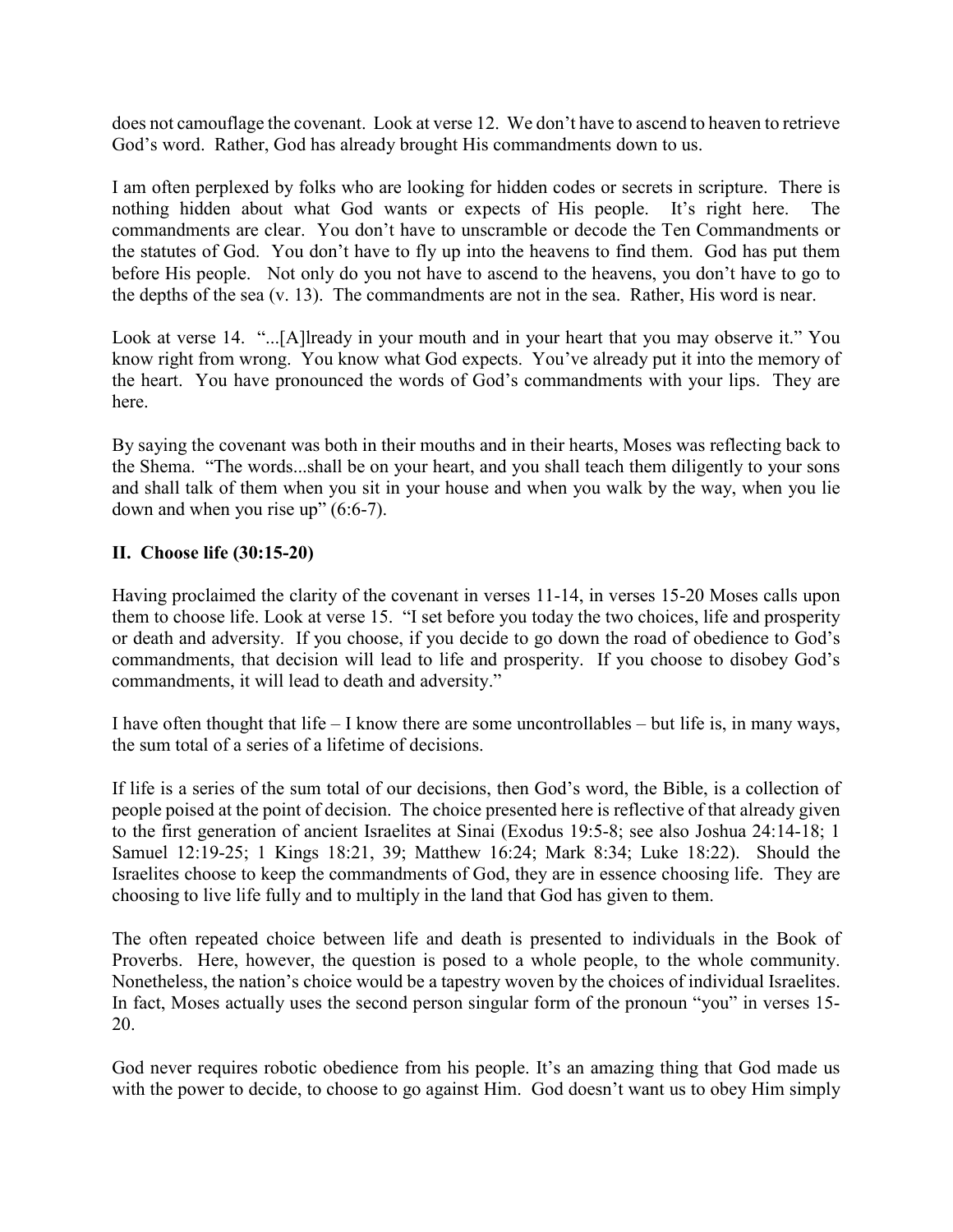does not camouflage the covenant. Look at verse 12. We don't have to ascend to heaven to retrieve God's word. Rather, God has already brought His commandments down to us.

I am often perplexed by folks who are looking for hidden codes or secrets in scripture. There is nothing hidden about what God wants or expects of His people. It's right here. The commandments are clear. You don't have to unscramble or decode the Ten Commandments or the statutes of God. You don't have to fly up into the heavens to find them. God has put them before His people. Not only do you not have to ascend to the heavens, you don't have to go to the depths of the sea (v. 13). The commandments are not in the sea. Rather, His word is near.

Look at verse 14. "...[A]lready in your mouth and in your heart that you may observe it." You know right from wrong. You know what God expects. You've already put it into the memory of the heart. You have pronounced the words of God's commandments with your lips. They are here.

By saying the covenant was both in their mouths and in their hearts, Moses was reflecting back to the Shema. "The words...shall be on your heart, and you shall teach them diligently to your sons and shall talk of them when you sit in your house and when you walk by the way, when you lie down and when you rise up" (6:6-7).

**II. Choose life (30:15-20)**

Having proclaimed the clarity of the covenant in verses 11-14, in verses 15-20 Moses calls upon them to choose life. Look at verse 15. "I set before you today the two choices, life and prosperity or death and adversity. If you choose, if you decide to go down the road of obedience to God's commandments, that decision will lead to life and prosperity. If you choose to disobey God's commandments, it will lead to death and adversity."

I have often thought that life – I know there are some uncontrollables – but life is, in many ways, the sum total of a series of a lifetime of decisions.

If life is a series of the sum total of our decisions, then God's word, the Bible, is a collection of people poised at the point of decision. The choice presented here is reflective of that already given to the first generation of ancient Israelites at Sinai (Exodus 19:5-8; see also Joshua 24:14-18; 1 Samuel 12:19-25; 1 Kings 18:21, 39; Matthew 16:24; Mark 8:34; Luke 18:22). Should the Israelites choose to keep the commandments of God, they are in essence choosing life. They are choosing to live life fully and to multiply in the land that God has given to them.

The often repeated choice between life and death is presented to individuals in the Book of Proverbs. Here, however, the question is posed to a whole people, to the whole community. Nonetheless, the nation's choice would be a tapestry woven by the choices of individual Israelites. In fact, Moses actually uses the second person singular form of the pronoun "you" in verses 15-20.

God never requires robotic obedience from his people. It's an amazing thing that God made us with the power to decide, to choose to go against Him. God doesn't want us to obey Him simply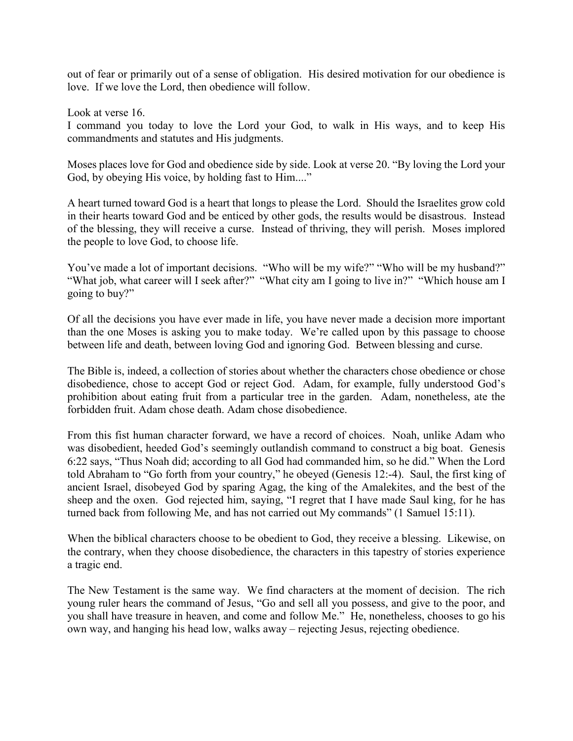out of fear or primarily out of a sense of obligation. His desired motivation for our obedience is love. If we love the Lord, then obedience will follow.

Look at verse 16.
I command you today to love the Lord your God, to walk in His ways, and to keep His commandments and statutes and His judgments.

Moses places love for God and obedience side by side. Look at verse 20. "By loving the Lord your God, by obeying His voice, by holding fast to Him...."

A heart turned toward God is a heart that longs to please the Lord. Should the Israelites grow cold in their hearts toward God and be enticed by other gods, the results would be disastrous. Instead of the blessing, they will receive a curse. Instead of thriving, they will perish. Moses implored the people to love God, to choose life.

You've made a lot of important decisions. "Who will be my wife?" "Who will be my husband?" "What job, what career will I seek after?" "What city am I going to live in?" "Which house am I going to buy?"

Of all the decisions you have ever made in life, you have never made a decision more important than the one Moses is asking you to make today. We're called upon by this passage to choose between life and death, between loving God and ignoring God. Between blessing and curse.

The Bible is, indeed, a collection of stories about whether the characters chose obedience or chose disobedience, chose to accept God or reject God. Adam, for example, fully understood God's prohibition about eating fruit from a particular tree in the garden. Adam, nonetheless, ate the forbidden fruit. Adam chose death. Adam chose disobedience.

From this fist human character forward, we have a record of choices. Noah, unlike Adam who was disobedient, heeded God's seemingly outlandish command to construct a big boat. Genesis 6:22 says, "Thus Noah did; according to all God had commanded him, so he did." When the Lord told Abraham to "Go forth from your country," he obeyed (Genesis 12:-4). Saul, the first king of ancient Israel, disobeyed God by sparing Agag, the king of the Amalekites, and the best of the sheep and the oxen. God rejected him, saying, "I regret that I have made Saul king, for he has turned back from following Me, and has not carried out My commands" (1 Samuel 15:11).

When the biblical characters choose to be obedient to God, they receive a blessing. Likewise, on the contrary, when they choose disobedience, the characters in this tapestry of stories experience a tragic end.

The New Testament is the same way. We find characters at the moment of decision. The rich young ruler hears the command of Jesus, "Go and sell all you possess, and give to the poor, and you shall have treasure in heaven, and come and follow Me." He, nonetheless, chooses to go his own way, and hanging his head low, walks away – rejecting Jesus, rejecting obedience.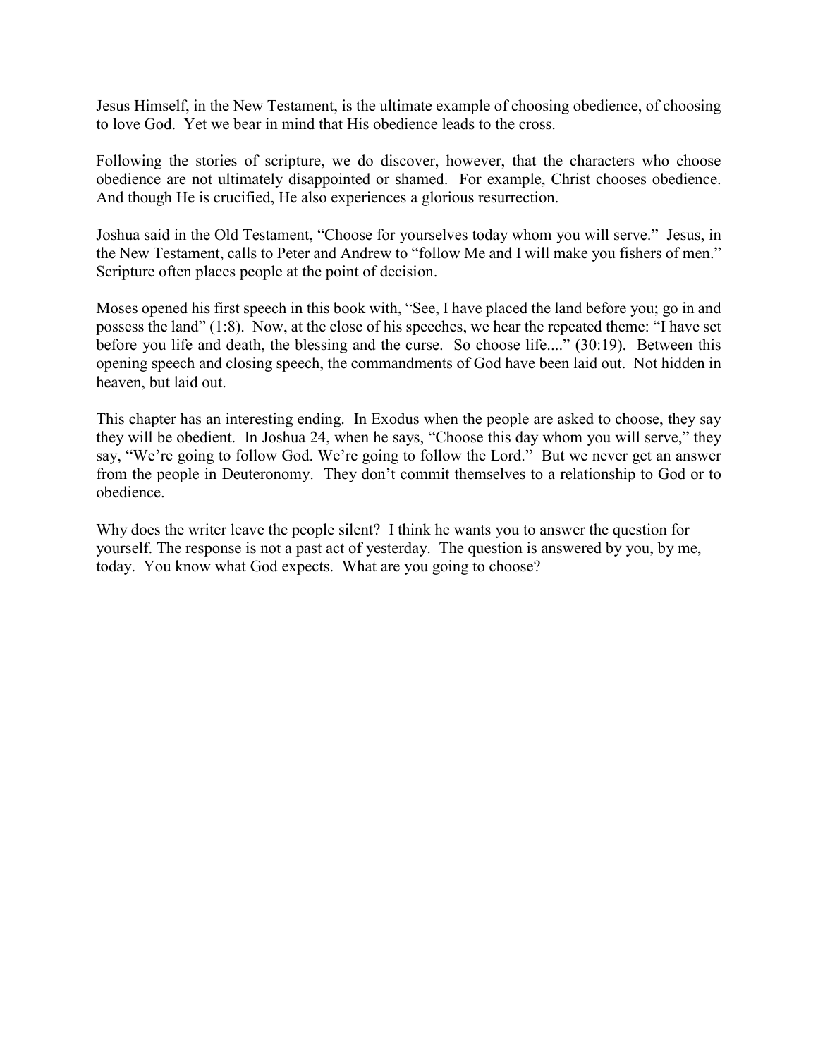Jesus Himself, in the New Testament, is the ultimate example of choosing obedience, of choosing to love God. Yet we bear in mind that His obedience leads to the cross.

Following the stories of scripture, we do discover, however, that the characters who choose obedience are not ultimately disappointed or shamed. For example, Christ chooses obedience. And though He is crucified, He also experiences a glorious resurrection.

Joshua said in the Old Testament, "Choose for yourselves today whom you will serve." Jesus, in the New Testament, calls to Peter and Andrew to "follow Me and I will make you fishers of men." Scripture often places people at the point of decision.

Moses opened his first speech in this book with, "See, I have placed the land before you; go in and possess the land" (1:8). Now, at the close of his speeches, we hear the repeated theme: "I have set before you life and death, the blessing and the curse. So choose life...." (30:19). Between this opening speech and closing speech, the commandments of God have been laid out. Not hidden in heaven, but laid out.

This chapter has an interesting ending. In Exodus when the people are asked to choose, they say they will be obedient. In Joshua 24, when he says, "Choose this day whom you will serve," they say, "We're going to follow God. We're going to follow the Lord." But we never get an answer from the people in Deuteronomy. They don't commit themselves to a relationship to God or to obedience.

Why does the writer leave the people silent? I think he wants you to answer the question for yourself. The response is not a past act of yesterday. The question is answered by you, by me, today. You know what God expects. What are you going to choose?